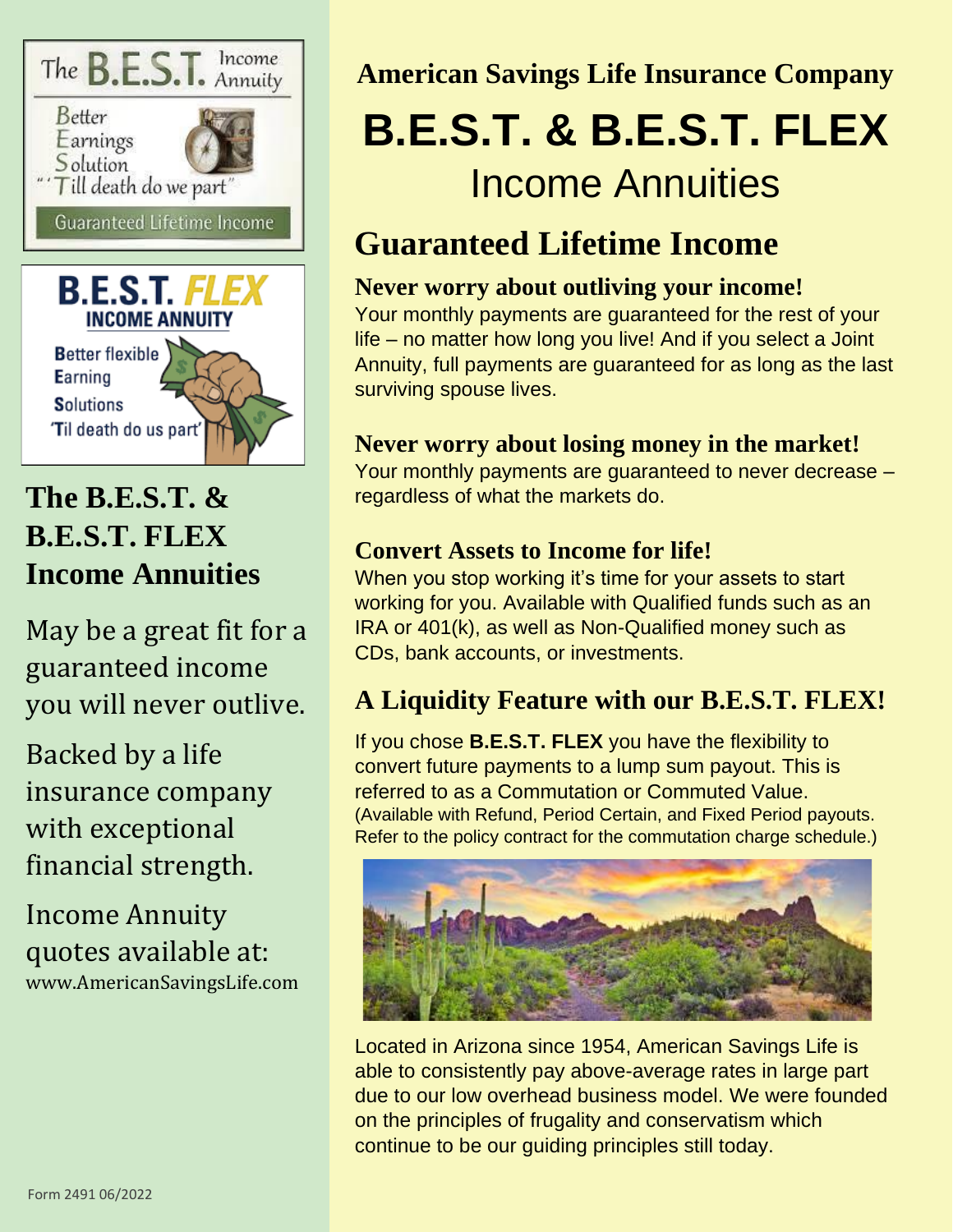The B.E.S.T. Income Annuity

Better
Earnings
Solution
"'Till death do we part"

Guaranteed Lifetime Income

B.E.S.T. FLEX
INCOME ANNUITY

Better flexible
Earning
Solutions
'Til death do us part'

## The B.E.S.T. & B.E.S.T. FLEX Income Annuities

May be a great fit for a guaranteed income you will never outlive.

Backed by a life insurance company with exceptional financial strength.

Income Annuity quotes available at:
www.AmericanSavingsLife.com

Form 2491 06/2022

**American Savings Life Insurance Company**

# B.E.S.T. & B.E.S.T. FLEX

Income Annuities

## Guaranteed Lifetime Income

### Never worry about outliving your income!

Your monthly payments are guaranteed for the rest of your life – no matter how long you live! And if you select a Joint Annuity, full payments are guaranteed for as long as the last surviving spouse lives.

### Never worry about losing money in the market!

Your monthly payments are guaranteed to never decrease – regardless of what the markets do.

### Convert Assets to Income for life!

When you stop working it's time for your assets to start working for you. Available with Qualified funds such as an IRA or 401(k), as well as Non-Qualified money such as CDs, bank accounts, or investments.

## A Liquidity Feature with our B.E.S.T. FLEX!

If you chose **B.E.S.T. FLEX** you have the flexibility to convert future payments to a lump sum payout. This is referred to as a Commutation or Commuted Value. (Available with Refund, Period Certain, and Fixed Period payouts. Refer to the policy contract for the commutation charge schedule.)

Located in Arizona since 1954, American Savings Life is able to consistently pay above-average rates in large part due to our low overhead business model. We were founded on the principles of frugality and conservatism which continue to be our guiding principles still today.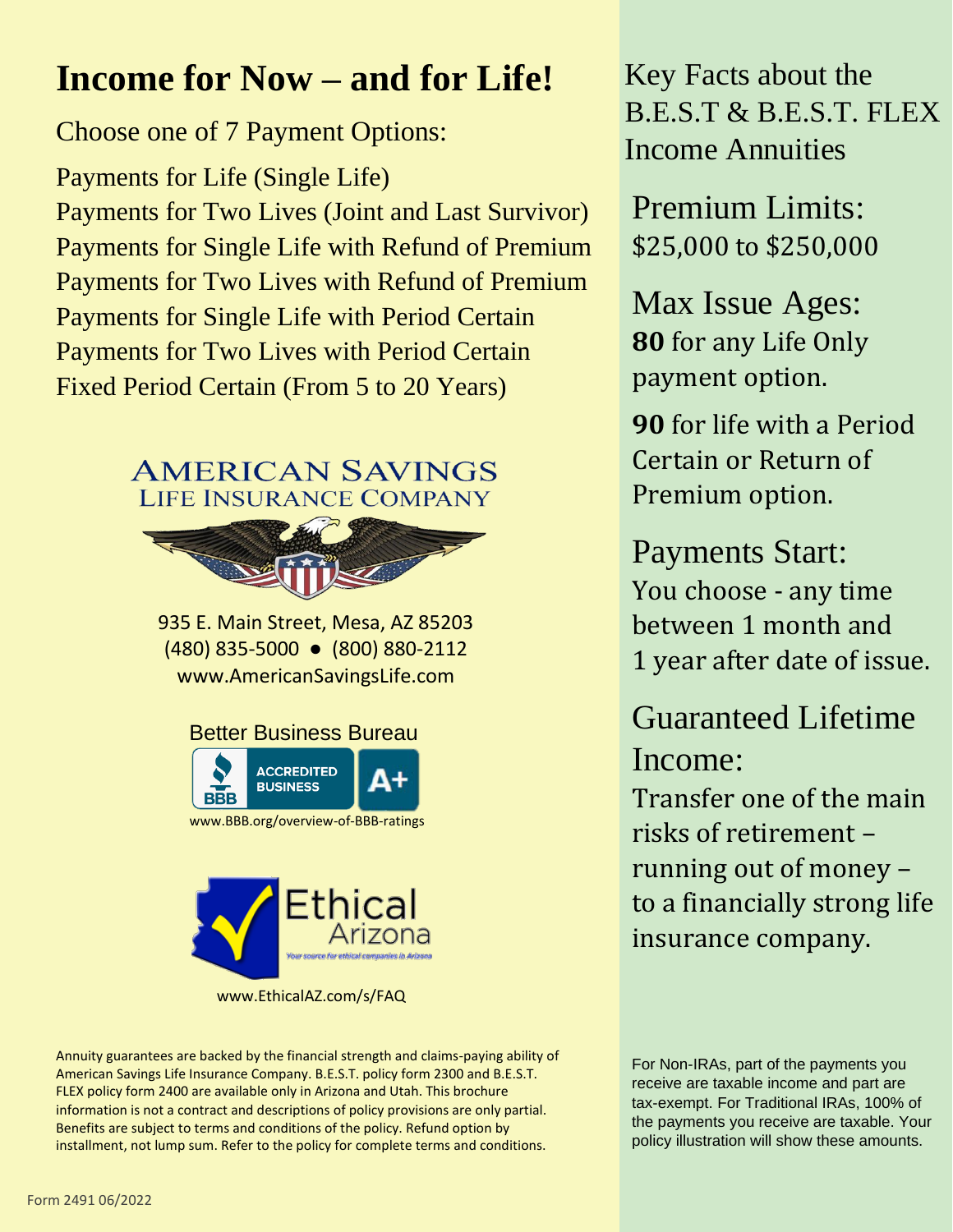# Income for Now – and for Life!

Choose one of 7 Payment Options:

Payments for Life (Single Life)
Payments for Two Lives (Joint and Last Survivor)
Payments for Single Life with Refund of Premium
Payments for Two Lives with Refund of Premium
Payments for Single Life with Period Certain
Payments for Two Lives with Period Certain
Fixed Period Certain (From 5 to 20 Years)

AMERICAN SAVINGS
LIFE INSURANCE COMPANY

935 E. Main Street, Mesa, AZ 85203
(480) 835-5000 ● (800) 880-2112
www.AmericanSavingsLife.com

Better Business Bureau

ACCREDITED BUSINESS A+

www.BBB.org/overview-of-BBB-ratings

Ethical Arizona

Your source for ethical companies in Arizona

www.EthicalAZ.com/s/FAQ

Annuity guarantees are backed by the financial strength and claims-paying ability of American Savings Life Insurance Company. B.E.S.T. policy form 2300 and B.E.S.T. FLEX policy form 2400 are available only in Arizona and Utah. This brochure information is not a contract and descriptions of policy provisions are only partial. Benefits are subject to terms and conditions of the policy. Refund option by installment, not lump sum. Refer to the policy for complete terms and conditions.

Form 2491 06/2022

## Key Facts about the B.E.S.T & B.E.S.T. FLEX Income Annuities

### Premium Limits:

$25,000 to $250,000

### Max Issue Ages:

**80** for any Life Only payment option.

**90** for life with a Period Certain or Return of Premium option.

### Payments Start:

You choose - any time between 1 month and 1 year after date of issue.

### Guaranteed Lifetime Income:

Transfer one of the main risks of retirement – running out of money – to a financially strong life insurance company.

For Non-IRAs, part of the payments you receive are taxable income and part are tax-exempt. For Traditional IRAs, 100% of the payments you receive are taxable. Your policy illustration will show these amounts.